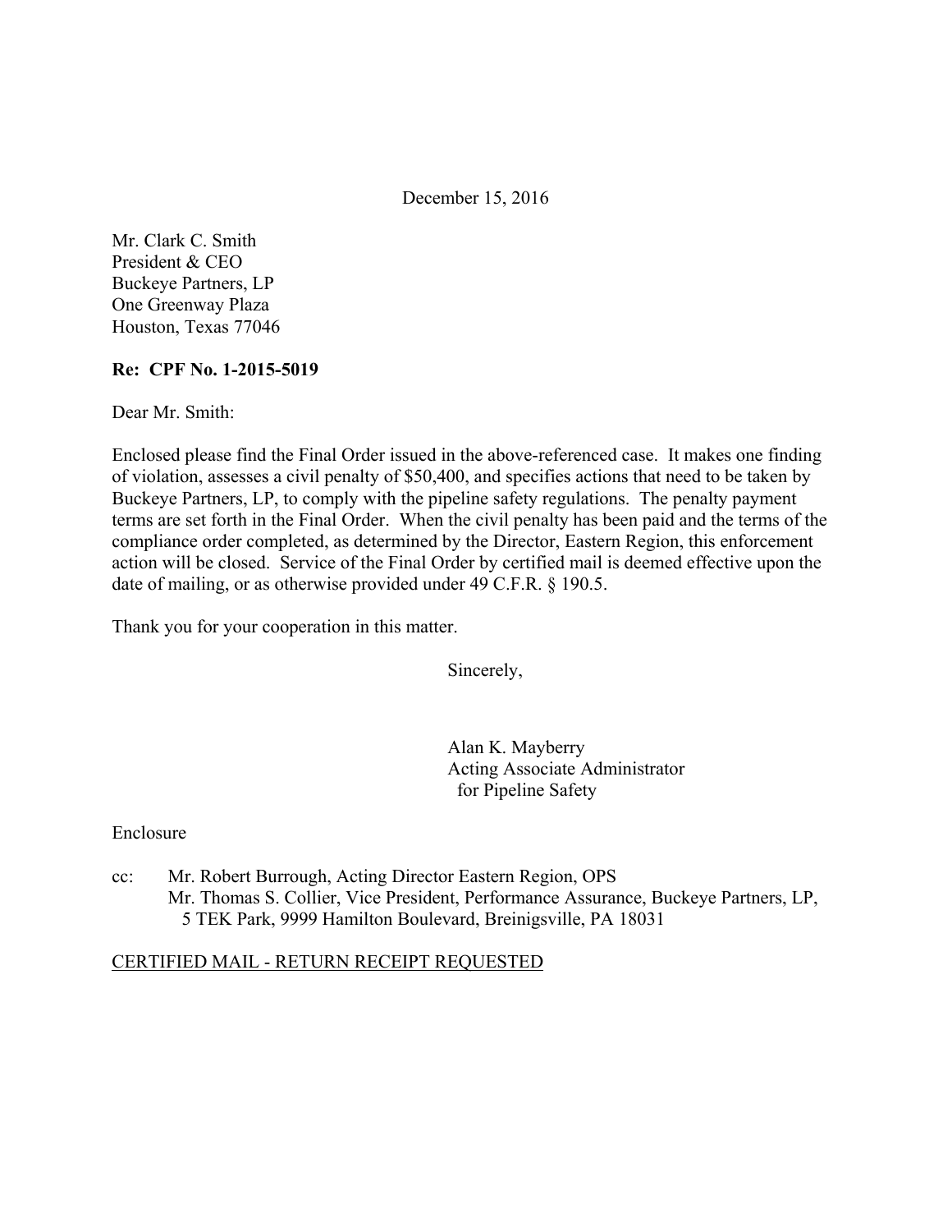December 15, 2016

Mr. Clark C. Smith
President & CEO
Buckeye Partners, LP
One Greenway Plaza
Houston, Texas 77046

**Re: CPF No. 1-2015-5019**

Dear Mr. Smith:

Enclosed please find the Final Order issued in the above-referenced case. It makes one finding of violation, assesses a civil penalty of $50,400, and specifies actions that need to be taken by Buckeye Partners, LP, to comply with the pipeline safety regulations. The penalty payment terms are set forth in the Final Order. When the civil penalty has been paid and the terms of the compliance order completed, as determined by the Director, Eastern Region, this enforcement action will be closed. Service of the Final Order by certified mail is deemed effective upon the date of mailing, or as otherwise provided under 49 C.F.R. § 190.5.

Thank you for your cooperation in this matter.

Sincerely,

Alan K. Mayberry
Acting Associate Administrator
for Pipeline Safety

Enclosure

cc: Mr. Robert Burrough, Acting Director Eastern Region, OPS
Mr. Thomas S. Collier, Vice President, Performance Assurance, Buckeye Partners, LP, 5 TEK Park, 9999 Hamilton Boulevard, Breinigsville, PA 18031

CERTIFIED MAIL - RETURN RECEIPT REQUESTED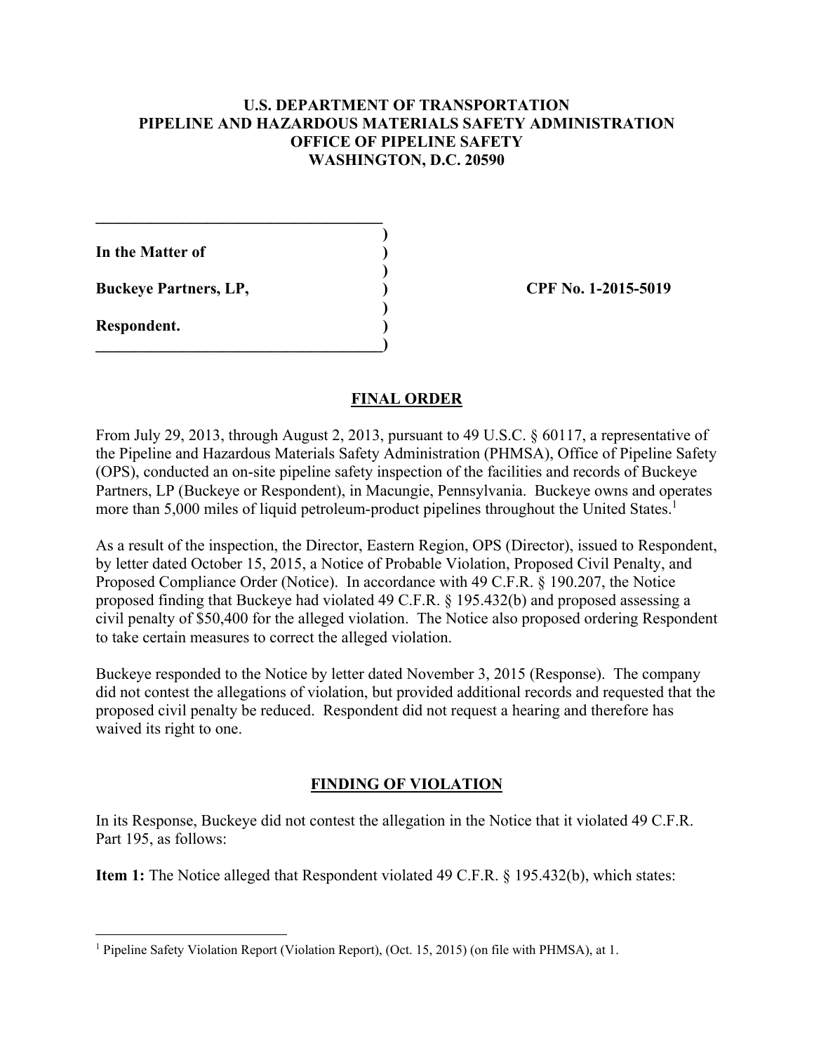**U.S. DEPARTMENT OF TRANSPORTATION**
**PIPELINE AND HAZARDOUS MATERIALS SAFETY ADMINISTRATION**
**OFFICE OF PIPELINE SAFETY**
**WASHINGTON, D.C. 20590**

| | |
|---|---|
| **In the Matter of** | |
| **Buckeye Partners, LP,** | **CPF No. 1-2015-5019** |
| **Respondent.** | |

## FINAL ORDER

From July 29, 2013, through August 2, 2013, pursuant to 49 U.S.C. § 60117, a representative of the Pipeline and Hazardous Materials Safety Administration (PHMSA), Office of Pipeline Safety (OPS), conducted an on-site pipeline safety inspection of the facilities and records of Buckeye Partners, LP (Buckeye or Respondent), in Macungie, Pennsylvania. Buckeye owns and operates more than 5,000 miles of liquid petroleum-product pipelines throughout the United States.[1]

As a result of the inspection, the Director, Eastern Region, OPS (Director), issued to Respondent, by letter dated October 15, 2015, a Notice of Probable Violation, Proposed Civil Penalty, and Proposed Compliance Order (Notice). In accordance with 49 C.F.R. § 190.207, the Notice proposed finding that Buckeye had violated 49 C.F.R. § 195.432(b) and proposed assessing a civil penalty of $50,400 for the alleged violation. The Notice also proposed ordering Respondent to take certain measures to correct the alleged violation.

Buckeye responded to the Notice by letter dated November 3, 2015 (Response). The company did not contest the allegations of violation, but provided additional records and requested that the proposed civil penalty be reduced. Respondent did not request a hearing and therefore has waived its right to one.

## FINDING OF VIOLATION

In its Response, Buckeye did not contest the allegation in the Notice that it violated 49 C.F.R. Part 195, as follows:

**Item 1:** The Notice alleged that Respondent violated 49 C.F.R. § 195.432(b), which states:

[1] Pipeline Safety Violation Report (Violation Report), (Oct. 15, 2015) (on file with PHMSA), at 1.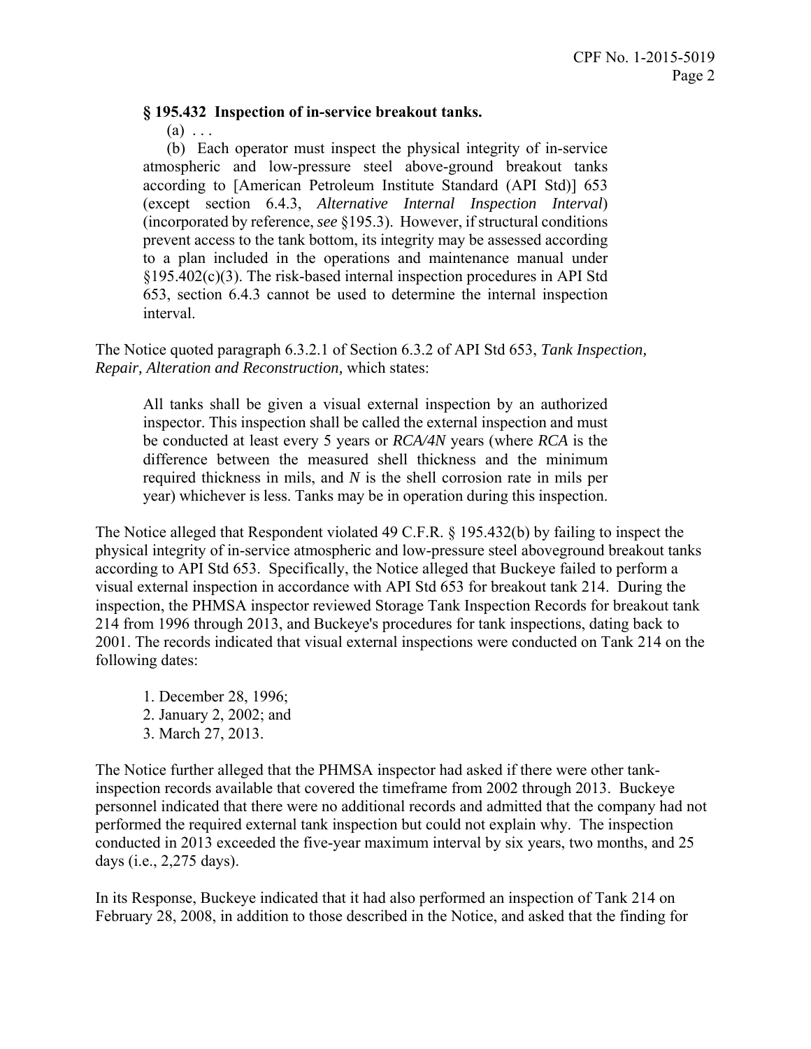**§ 195.432 Inspection of in-service breakout tanks.**

> (a) . . .
>
> (b) Each operator must inspect the physical integrity of in-service atmospheric and low-pressure steel above-ground breakout tanks according to [American Petroleum Institute Standard (API Std)] 653 (except section 6.4.3, *Alternative Internal Inspection Interval*) (incorporated by reference, *see* §195.3). However, if structural conditions prevent access to the tank bottom, its integrity may be assessed according to a plan included in the operations and maintenance manual under §195.402(c)(3). The risk-based internal inspection procedures in API Std 653, section 6.4.3 cannot be used to determine the internal inspection interval.

The Notice quoted paragraph 6.3.2.1 of Section 6.3.2 of API Std 653, *Tank Inspection, Repair, Alteration and Reconstruction,* which states:

> All tanks shall be given a visual external inspection by an authorized inspector. This inspection shall be called the external inspection and must be conducted at least every 5 years or *RCA/4N* years (where *RCA* is the difference between the measured shell thickness and the minimum required thickness in mils, and *N* is the shell corrosion rate in mils per year) whichever is less. Tanks may be in operation during this inspection.

The Notice alleged that Respondent violated 49 C.F.R. § 195.432(b) by failing to inspect the physical integrity of in-service atmospheric and low-pressure steel aboveground breakout tanks according to API Std 653. Specifically, the Notice alleged that Buckeye failed to perform a visual external inspection in accordance with API Std 653 for breakout tank 214. During the inspection, the PHMSA inspector reviewed Storage Tank Inspection Records for breakout tank 214 from 1996 through 2013, and Buckeye's procedures for tank inspections, dating back to 2001. The records indicated that visual external inspections were conducted on Tank 214 on the following dates:

1. December 28, 1996;
2. January 2, 2002; and
3. March 27, 2013.

The Notice further alleged that the PHMSA inspector had asked if there were other tank-inspection records available that covered the timeframe from 2002 through 2013. Buckeye personnel indicated that there were no additional records and admitted that the company had not performed the required external tank inspection but could not explain why. The inspection conducted in 2013 exceeded the five-year maximum interval by six years, two months, and 25 days (i.e., 2,275 days).

In its Response, Buckeye indicated that it had also performed an inspection of Tank 214 on February 28, 2008, in addition to those described in the Notice, and asked that the finding for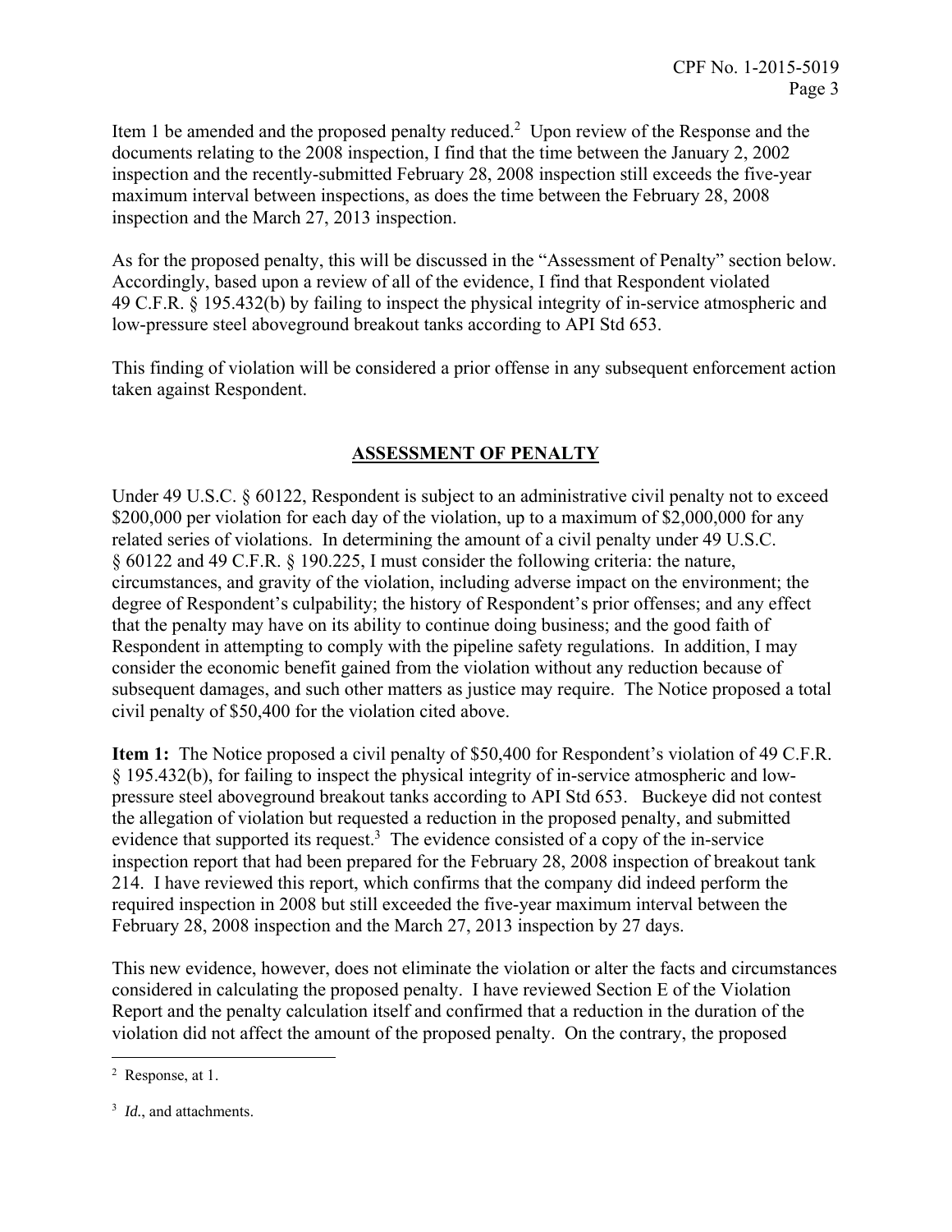Item 1 be amended and the proposed penalty reduced.[2] Upon review of the Response and the documents relating to the 2008 inspection, I find that the time between the January 2, 2002 inspection and the recently-submitted February 28, 2008 inspection still exceeds the five-year maximum interval between inspections, as does the time between the February 28, 2008 inspection and the March 27, 2013 inspection.

As for the proposed penalty, this will be discussed in the "Assessment of Penalty" section below. Accordingly, based upon a review of all of the evidence, I find that Respondent violated 49 C.F.R. § 195.432(b) by failing to inspect the physical integrity of in-service atmospheric and low-pressure steel aboveground breakout tanks according to API Std 653.

This finding of violation will be considered a prior offense in any subsequent enforcement action taken against Respondent.

## ASSESSMENT OF PENALTY

Under 49 U.S.C. § 60122, Respondent is subject to an administrative civil penalty not to exceed $200,000 per violation for each day of the violation, up to a maximum of $2,000,000 for any related series of violations. In determining the amount of a civil penalty under 49 U.S.C. § 60122 and 49 C.F.R. § 190.225, I must consider the following criteria: the nature, circumstances, and gravity of the violation, including adverse impact on the environment; the degree of Respondent's culpability; the history of Respondent's prior offenses; and any effect that the penalty may have on its ability to continue doing business; and the good faith of Respondent in attempting to comply with the pipeline safety regulations. In addition, I may consider the economic benefit gained from the violation without any reduction because of subsequent damages, and such other matters as justice may require. The Notice proposed a total civil penalty of $50,400 for the violation cited above.

**Item 1:** The Notice proposed a civil penalty of $50,400 for Respondent's violation of 49 C.F.R. § 195.432(b), for failing to inspect the physical integrity of in-service atmospheric and low-pressure steel aboveground breakout tanks according to API Std 653. Buckeye did not contest the allegation of violation but requested a reduction in the proposed penalty, and submitted evidence that supported its request.[3] The evidence consisted of a copy of the in-service inspection report that had been prepared for the February 28, 2008 inspection of breakout tank 214. I have reviewed this report, which confirms that the company did indeed perform the required inspection in 2008 but still exceeded the five-year maximum interval between the February 28, 2008 inspection and the March 27, 2013 inspection by 27 days.

This new evidence, however, does not eliminate the violation or alter the facts and circumstances considered in calculating the proposed penalty. I have reviewed Section E of the Violation Report and the penalty calculation itself and confirmed that a reduction in the duration of the violation did not affect the amount of the proposed penalty. On the contrary, the proposed

---

[2] Response, at 1.

[3] *Id.*, and attachments.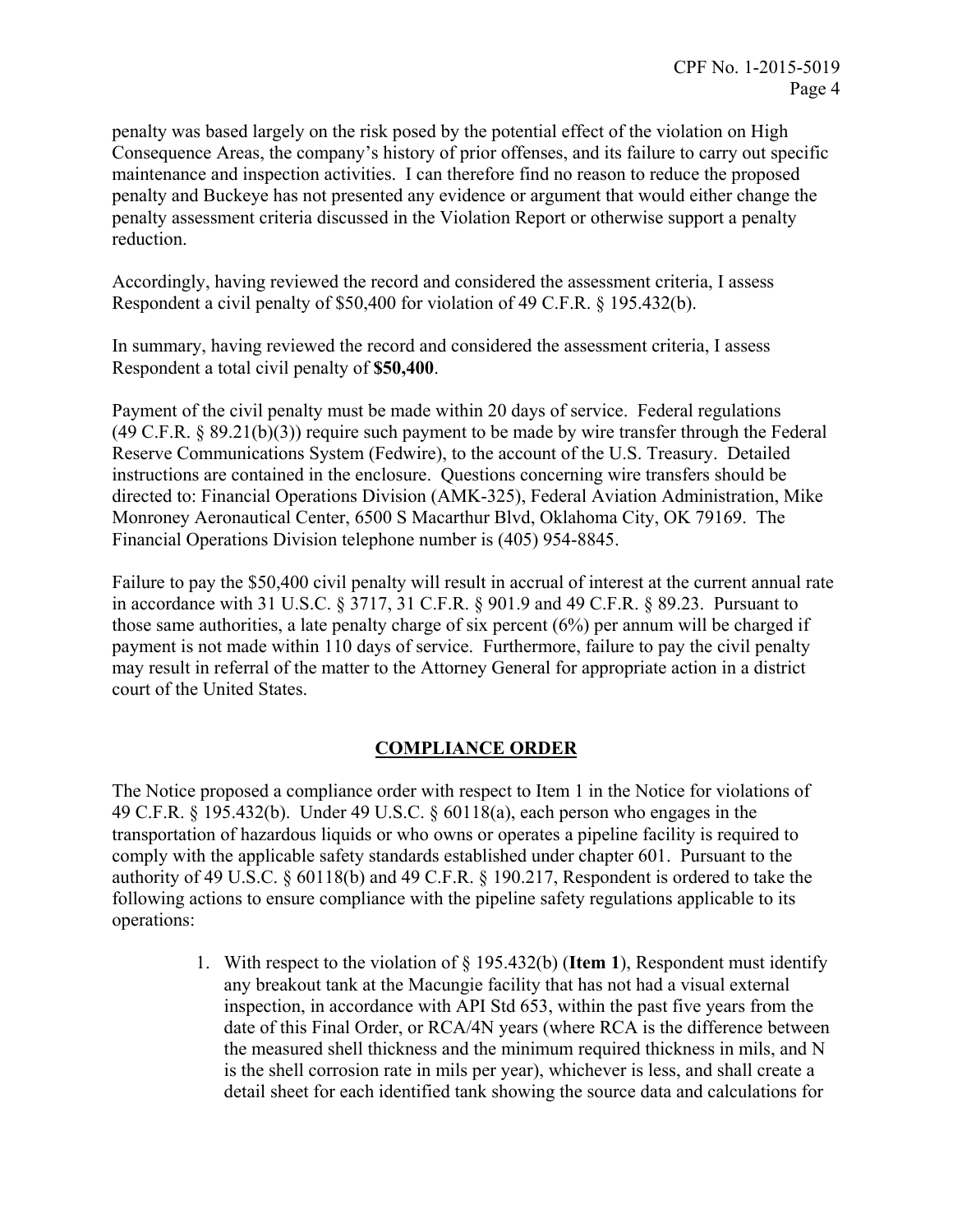penalty was based largely on the risk posed by the potential effect of the violation on High Consequence Areas, the company's history of prior offenses, and its failure to carry out specific maintenance and inspection activities. I can therefore find no reason to reduce the proposed penalty and Buckeye has not presented any evidence or argument that would either change the penalty assessment criteria discussed in the Violation Report or otherwise support a penalty reduction.

Accordingly, having reviewed the record and considered the assessment criteria, I assess Respondent a civil penalty of $50,400 for violation of 49 C.F.R. § 195.432(b).

In summary, having reviewed the record and considered the assessment criteria, I assess Respondent a total civil penalty of **$50,400**.

Payment of the civil penalty must be made within 20 days of service. Federal regulations (49 C.F.R. § 89.21(b)(3)) require such payment to be made by wire transfer through the Federal Reserve Communications System (Fedwire), to the account of the U.S. Treasury. Detailed instructions are contained in the enclosure. Questions concerning wire transfers should be directed to: Financial Operations Division (AMK-325), Federal Aviation Administration, Mike Monroney Aeronautical Center, 6500 S Macarthur Blvd, Oklahoma City, OK 79169. The Financial Operations Division telephone number is (405) 954-8845.

Failure to pay the $50,400 civil penalty will result in accrual of interest at the current annual rate in accordance with 31 U.S.C. § 3717, 31 C.F.R. § 901.9 and 49 C.F.R. § 89.23. Pursuant to those same authorities, a late penalty charge of six percent (6%) per annum will be charged if payment is not made within 110 days of service. Furthermore, failure to pay the civil penalty may result in referral of the matter to the Attorney General for appropriate action in a district court of the United States.

## COMPLIANCE ORDER

The Notice proposed a compliance order with respect to Item 1 in the Notice for violations of 49 C.F.R. § 195.432(b). Under 49 U.S.C. § 60118(a), each person who engages in the transportation of hazardous liquids or who owns or operates a pipeline facility is required to comply with the applicable safety standards established under chapter 601. Pursuant to the authority of 49 U.S.C. § 60118(b) and 49 C.F.R. § 190.217, Respondent is ordered to take the following actions to ensure compliance with the pipeline safety regulations applicable to its operations:

1. With respect to the violation of § 195.432(b) (**Item 1**), Respondent must identify any breakout tank at the Macungie facility that has not had a visual external inspection, in accordance with API Std 653, within the past five years from the date of this Final Order, or RCA/4N years (where RCA is the difference between the measured shell thickness and the minimum required thickness in mils, and N is the shell corrosion rate in mils per year), whichever is less, and shall create a detail sheet for each identified tank showing the source data and calculations for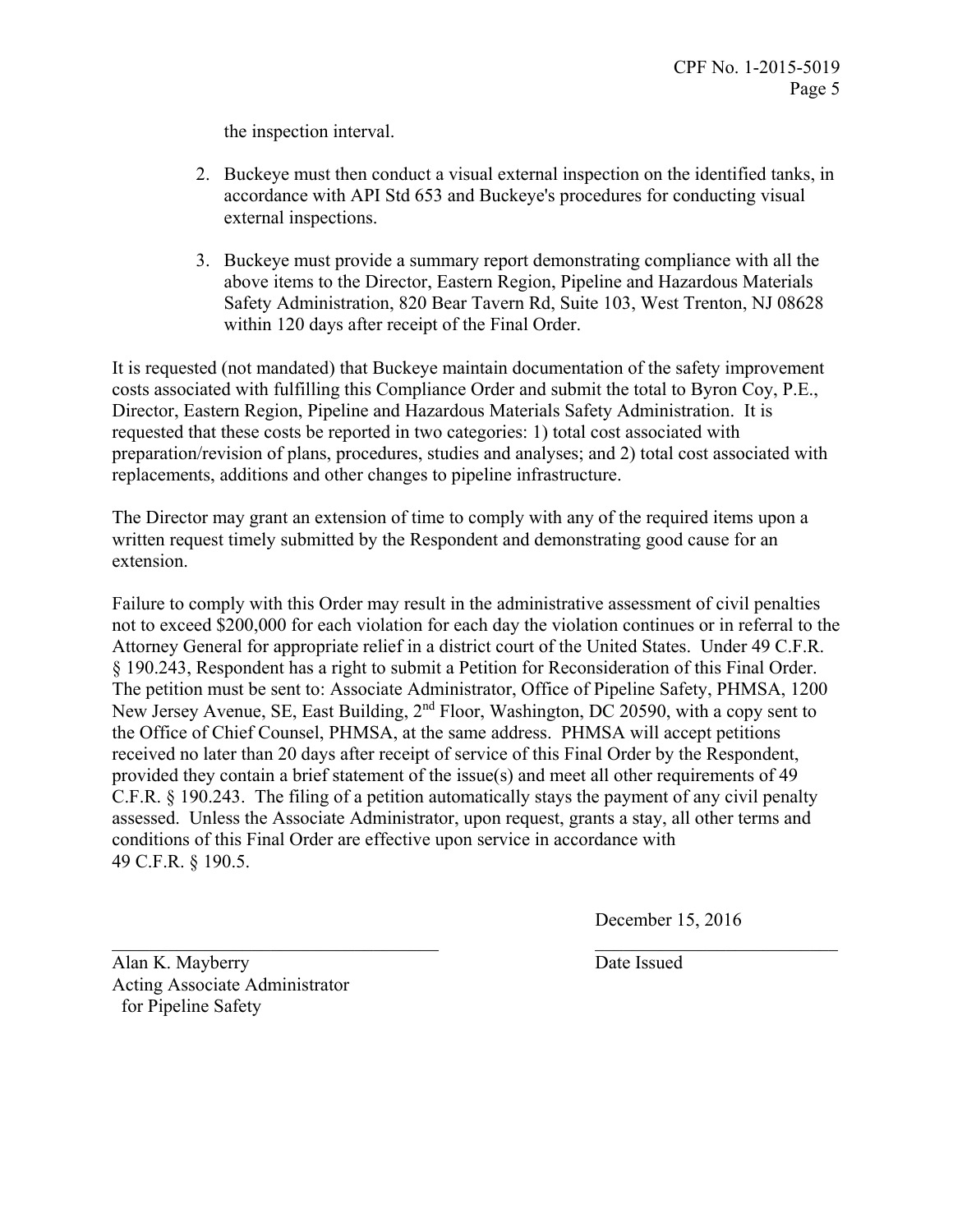the inspection interval.

2. Buckeye must then conduct a visual external inspection on the identified tanks, in accordance with API Std 653 and Buckeye's procedures for conducting visual external inspections.

3. Buckeye must provide a summary report demonstrating compliance with all the above items to the Director, Eastern Region, Pipeline and Hazardous Materials Safety Administration, 820 Bear Tavern Rd, Suite 103, West Trenton, NJ 08628 within 120 days after receipt of the Final Order.

It is requested (not mandated) that Buckeye maintain documentation of the safety improvement costs associated with fulfilling this Compliance Order and submit the total to Byron Coy, P.E., Director, Eastern Region, Pipeline and Hazardous Materials Safety Administration. It is requested that these costs be reported in two categories: 1) total cost associated with preparation/revision of plans, procedures, studies and analyses; and 2) total cost associated with replacements, additions and other changes to pipeline infrastructure.

The Director may grant an extension of time to comply with any of the required items upon a written request timely submitted by the Respondent and demonstrating good cause for an extension.

Failure to comply with this Order may result in the administrative assessment of civil penalties not to exceed $200,000 for each violation for each day the violation continues or in referral to the Attorney General for appropriate relief in a district court of the United States. Under 49 C.F.R. § 190.243, Respondent has a right to submit a Petition for Reconsideration of this Final Order. The petition must be sent to: Associate Administrator, Office of Pipeline Safety, PHMSA, 1200 New Jersey Avenue, SE, East Building, 2nd Floor, Washington, DC 20590, with a copy sent to the Office of Chief Counsel, PHMSA, at the same address. PHMSA will accept petitions received no later than 20 days after receipt of service of this Final Order by the Respondent, provided they contain a brief statement of the issue(s) and meet all other requirements of 49 C.F.R. § 190.243. The filing of a petition automatically stays the payment of any civil penalty assessed. Unless the Associate Administrator, upon request, grants a stay, all other terms and conditions of this Final Order are effective upon service in accordance with 49 C.F.R. § 190.5.

\_\_\_\_\_\_\_\_\_\_\_\_\_\_\_\_\_\_\_\_\_\_\_\_\_\_\_\_\_\_\_\_\_\_\_\_
Alan K. Mayberry
Acting Associate Administrator
for Pipeline Safety

December 15, 2016
\_\_\_\_\_\_\_\_\_\_\_\_\_\_\_\_\_\_\_\_\_\_\_\_\_\_\_\_\_\_
Date Issued